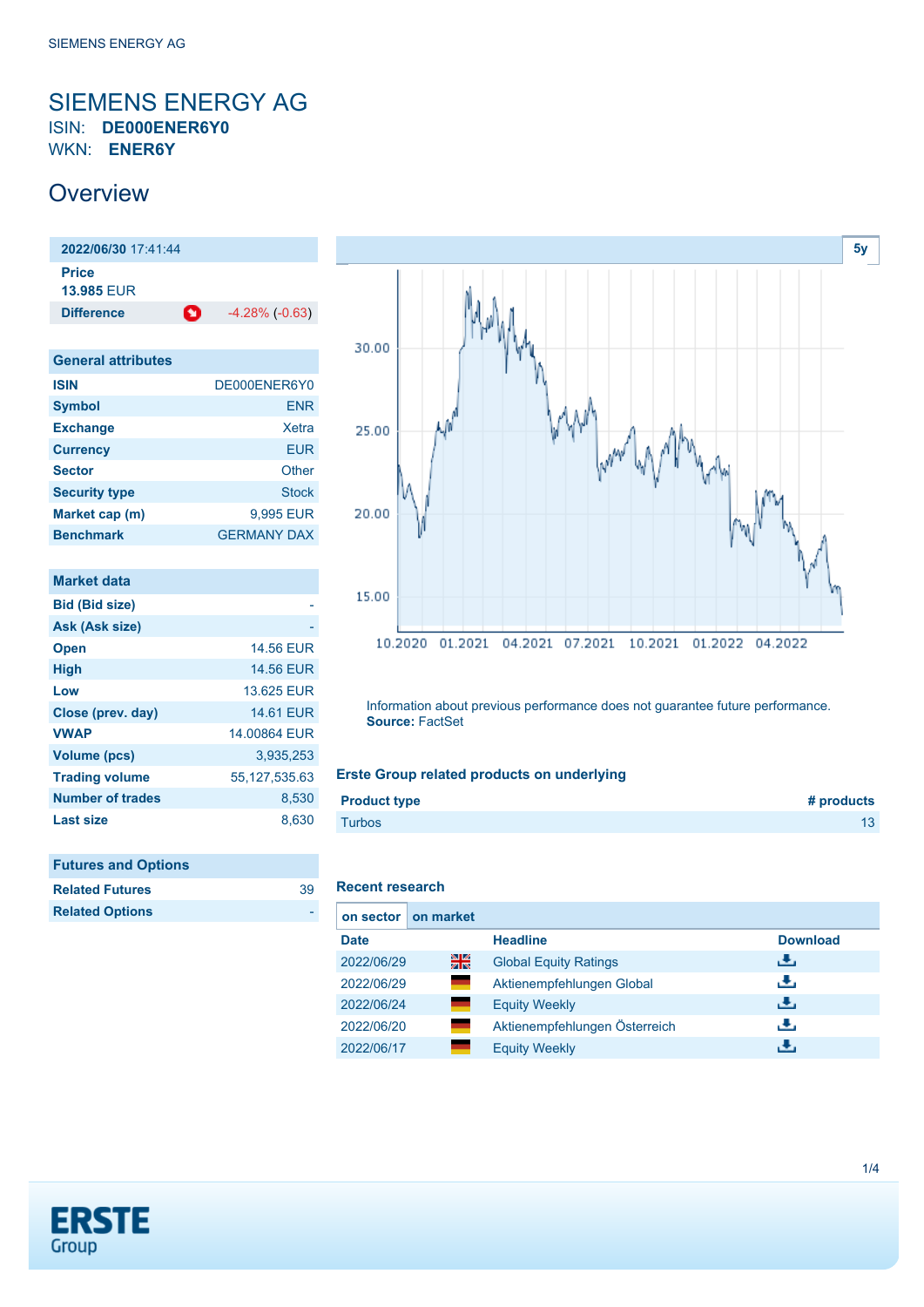# SIEMENS ENERGY AG

ISIN: **DE000ENER6Y0**
WKN: **ENER6Y**

## Overview

| **2022/06/30** 17:41:44 | |
|---|---|
| **Price** 13.985 EUR | |
| **Difference** | -4.28% (-0.63) |

| General attributes | |
|---|---|
| **ISIN** | DE000ENER6Y0 |
| **Symbol** | ENR |
| **Exchange** | Xetra |
| **Currency** | EUR |
| **Sector** | Other |
| **Security type** | Stock |
| **Market cap (m)** | 9,995 EUR |
| **Benchmark** | GERMANY DAX |

| Market data | |
|---|---|
| **Bid (Bid size)** | - |
| **Ask (Ask size)** | - |
| **Open** | 14.56 EUR |
| **High** | 14.56 EUR |
| **Low** | 13.625 EUR |
| **Close (prev. day)** | 14.61 EUR |
| **VWAP** | 14.00864 EUR |
| **Volume (pcs)** | 3,935,253 |
| **Trading volume** | 55,127,535.63 |
| **Number of trades** | 8,530 |
| **Last size** | 8,630 |

| Futures and Options | |
|---|---|
| **Related Futures** | 39 |
| **Related Options** | - |

Information about previous performance does not guarantee future performance.
**Source:** FactSet

### Erste Group related products on underlying

| Product type | # products |
|---|---|
| Turbos | 13 |

### Recent research

on sector | on market

| Date | | Headline | Download |
|---|---|---|---|
| 2022/06/29 | | Global Equity Ratings | |
| 2022/06/29 | | Aktienempfehlungen Global | |
| 2022/06/24 | | Equity Weekly | |
| 2022/06/20 | | Aktienempfehlungen Österreich | |
| 2022/06/17 | | Equity Weekly | |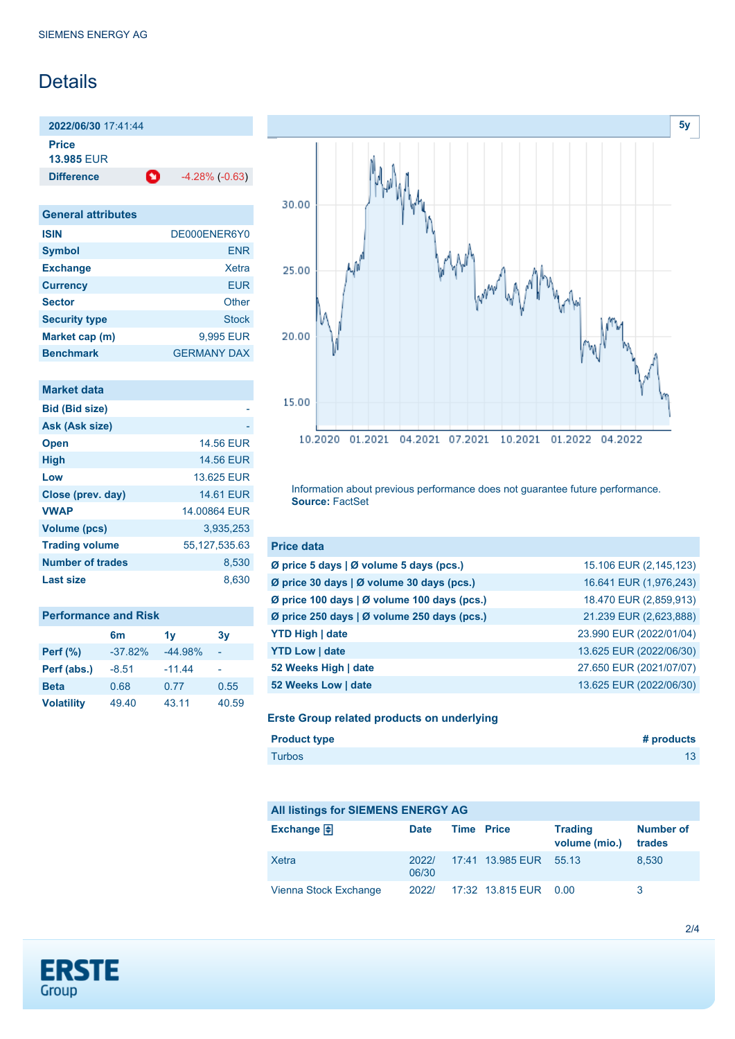# Details

| 2022/06/30 17:41:44 | |
|---|---|
| **Price** 13.985 EUR | |
| **Difference** | -4.28% (-0.63) |

| General attributes | |
|---|---|
| **ISIN** | DE000ENER6Y0 |
| **Symbol** | ENR |
| **Exchange** | Xetra |
| **Currency** | EUR |
| **Sector** | Other |
| **Security type** | Stock |
| **Market cap (m)** | 9,995 EUR |
| **Benchmark** | GERMANY DAX |

| Market data | |
|---|---|
| **Bid (Bid size)** | - |
| **Ask (Ask size)** | - |
| **Open** | 14.56 EUR |
| **High** | 14.56 EUR |
| **Low** | 13.625 EUR |
| **Close (prev. day)** | 14.61 EUR |
| **VWAP** | 14.00864 EUR |
| **Volume (pcs)** | 3,935,253 |
| **Trading volume** | 55,127,535.63 |
| **Number of trades** | 8,530 |
| **Last size** | 8,630 |

| Performance and Risk | 6m | 1y | 3y |
|---|---|---|---|
| **Perf (%)** | -37.82% | -44.98% | - |
| **Perf (abs.)** | -8.51 | -11.44 | - |
| **Beta** | 0.68 | 0.77 | 0.55 |
| **Volatility** | 49.40 | 43.11 | 40.59 |

Information about previous performance does not guarantee future performance. **Source:** FactSet

| Price data | |
|---|---|
| **Ø price 5 days \| Ø volume 5 days (pcs.)** | 15.106 EUR (2,145,123) |
| **Ø price 30 days \| Ø volume 30 days (pcs.)** | 16.641 EUR (1,976,243) |
| **Ø price 100 days \| Ø volume 100 days (pcs.)** | 18.470 EUR (2,859,913) |
| **Ø price 250 days \| Ø volume 250 days (pcs.)** | 21.239 EUR (2,623,888) |
| **YTD High \| date** | 23.990 EUR (2022/01/04) |
| **YTD Low \| date** | 13.625 EUR (2022/06/30) |
| **52 Weeks High \| date** | 27.650 EUR (2021/07/07) |
| **52 Weeks Low \| date** | 13.625 EUR (2022/06/30) |

### Erste Group related products on underlying

| Product type | # products |
|---|---|
| Turbos | 13 |

| All listings for SIEMENS ENERGY AG | | | | | |
|---|---|---|---|---|---|
| **Exchange** | **Date** | **Time** | **Price** | **Trading volume (mio.)** | **Number of trades** |
| Xetra | 2022/06/30 | 17:41 | 13.985 EUR | 55.13 | 8,530 |
| Vienna Stock Exchange | 2022/ | 17:32 | 13.815 EUR | 0.00 | 3 |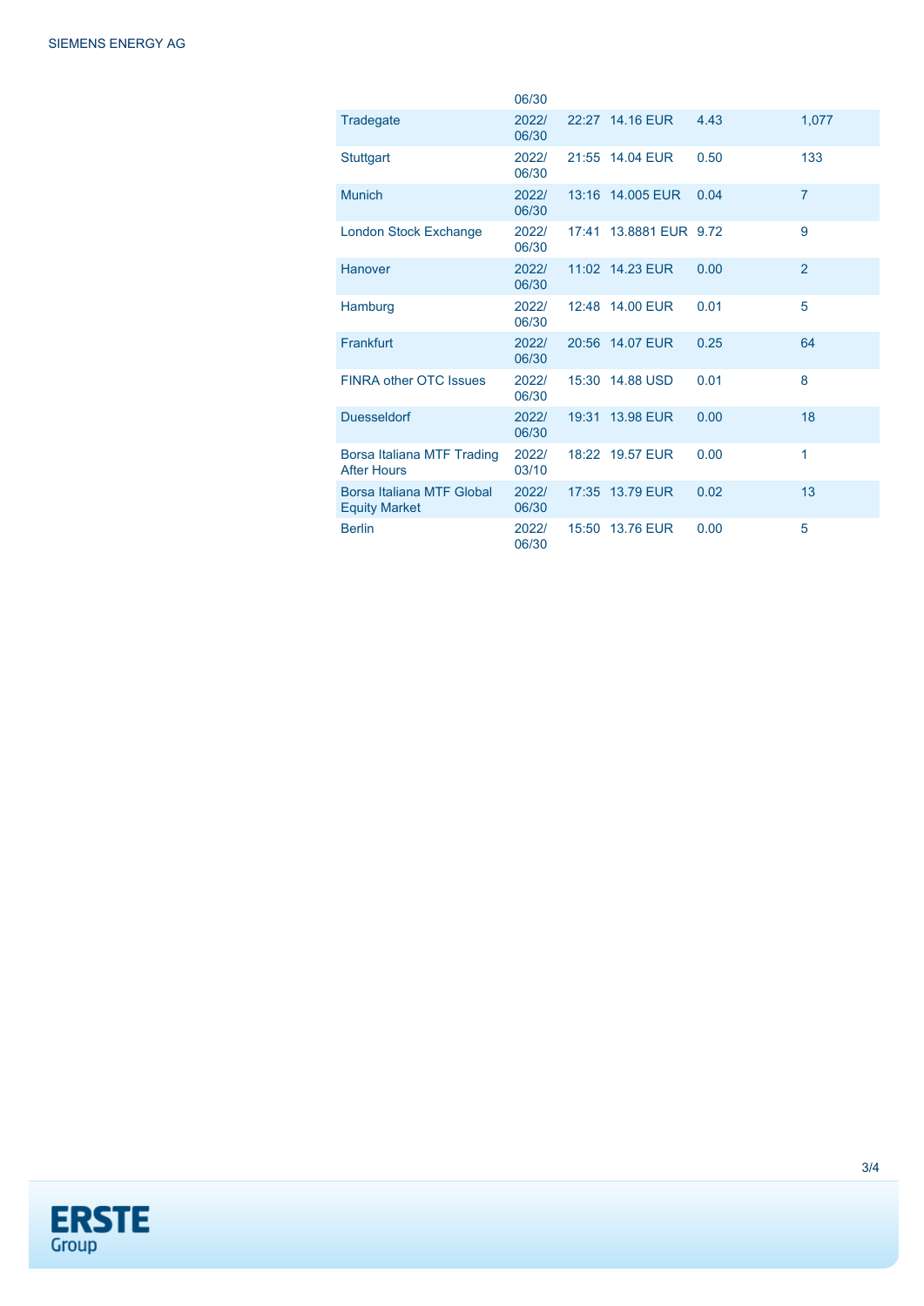| | 06/30 | | | | |
|---|---|---|---|---|---|
| Tradegate | 2022/06/30 | 22:27 | 14.16 EUR | 4.43 | 1,077 |
| Stuttgart | 2022/06/30 | 21:55 | 14.04 EUR | 0.50 | 133 |
| Munich | 2022/06/30 | 13:16 | 14.005 EUR | 0.04 | 7 |
| London Stock Exchange | 2022/06/30 | 17:41 | 13.8881 EUR | 9.72 | 9 |
| Hanover | 2022/06/30 | 11:02 | 14.23 EUR | 0.00 | 2 |
| Hamburg | 2022/06/30 | 12:48 | 14.00 EUR | 0.01 | 5 |
| Frankfurt | 2022/06/30 | 20:56 | 14.07 EUR | 0.25 | 64 |
| FINRA other OTC Issues | 2022/06/30 | 15:30 | 14.88 USD | 0.01 | 8 |
| Duesseldorf | 2022/06/30 | 19:31 | 13.98 EUR | 0.00 | 18 |
| Borsa Italiana MTF Trading After Hours | 2022/03/10 | 18:22 | 19.57 EUR | 0.00 | 1 |
| Borsa Italiana MTF Global Equity Market | 2022/06/30 | 17:35 | 13.79 EUR | 0.02 | 13 |
| Berlin | 2022/06/30 | 15:50 | 13.76 EUR | 0.00 | 5 |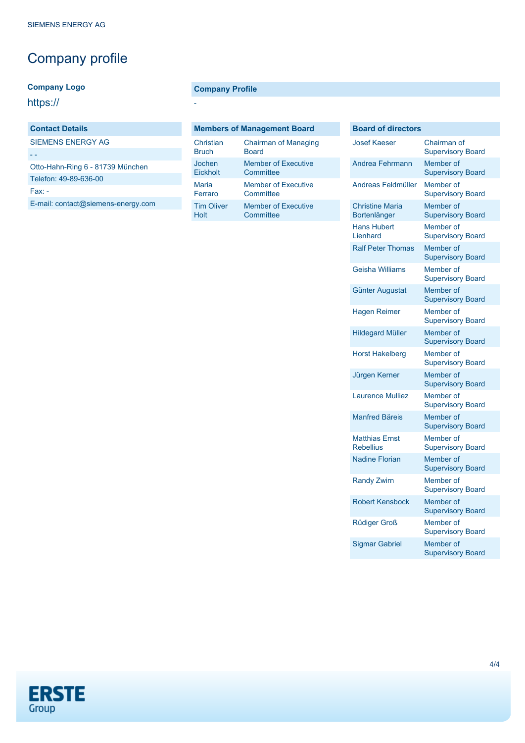# Company profile

**Company Logo**

https://

| Contact Details |
| --- |
| SIEMENS ENERGY AG |
| - - |
| Otto-Hahn-Ring 6 - 81739 München |
| Telefon: 49-89-636-00 |
| Fax: - |
| E-mail: contact@siemens-energy.com |

**Company Profile**

-

| Members of Management Board | |
| --- | --- |
| Christian Bruch | Chairman of Managing Board |
| Jochen Eickholt | Member of Executive Committee |
| Maria Ferraro | Member of Executive Committee |
| Tim Oliver Holt | Member of Executive Committee |

| Board of directors | |
| --- | --- |
| Josef Kaeser | Chairman of Supervisory Board |
| Andrea Fehrmann | Member of Supervisory Board |
| Andreas Feldmüller | Member of Supervisory Board |
| Christine Maria Bortenlänger | Member of Supervisory Board |
| Hans Hubert Lienhard | Member of Supervisory Board |
| Ralf Peter Thomas | Member of Supervisory Board |
| Geisha Williams | Member of Supervisory Board |
| Günter Augustat | Member of Supervisory Board |
| Hagen Reimer | Member of Supervisory Board |
| Hildegard Müller | Member of Supervisory Board |
| Horst Hakelberg | Member of Supervisory Board |
| Jürgen Kerner | Member of Supervisory Board |
| Laurence Mulliez | Member of Supervisory Board |
| Manfred Bäreis | Member of Supervisory Board |
| Matthias Ernst Rebellius | Member of Supervisory Board |
| Nadine Florian | Member of Supervisory Board |
| Randy Zwirn | Member of Supervisory Board |
| Robert Kensbock | Member of Supervisory Board |
| Rüdiger Groß | Member of Supervisory Board |
| Sigmar Gabriel | Member of Supervisory Board |